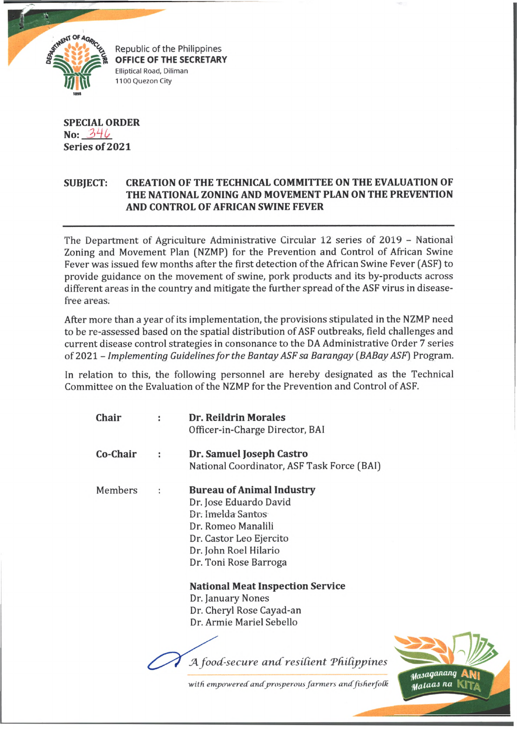Republic of the Philippines
**OFFICE OF THE SECRETARY**
Elliptical Road, Diliman
1100 Quezon City

**SPECIAL ORDER**
**No:** 346
**Series of 2021**

**SUBJECT: CREATION OF THE TECHNICAL COMMITTEE ON THE EVALUATION OF THE NATIONAL ZONING AND MOVEMENT PLAN ON THE PREVENTION AND CONTROL OF AFRICAN SWINE FEVER**

---

The Department of Agriculture Administrative Circular 12 series of 2019 – National Zoning and Movement Plan (NZMP) for the Prevention and Control of African Swine Fever was issued few months after the first detection of the African Swine Fever (ASF) to provide guidance on the movement of swine, pork products and its by-products across different areas in the country and mitigate the further spread of the ASF virus in disease-free areas.

After more than a year of its implementation, the provisions stipulated in the NZMP need to be re-assessed based on the spatial distribution of ASF outbreaks, field challenges and current disease control strategies in consonance to the DA Administrative Order 7 series of 2021 – *Implementing Guidelines for the Bantay ASF sa Barangay (BABay ASF)* Program.

In relation to this, the following personnel are hereby designated as the Technical Committee on the Evaluation of the NZMP for the Prevention and Control of ASF.

**Chair** : **Dr. Reildrin Morales**
Officer-in-Charge Director, BAI

**Co-Chair** : **Dr. Samuel Joseph Castro**
National Coordinator, ASF Task Force (BAI)

Members :

**Bureau of Animal Industry**
Dr. Jose Eduardo David
Dr. Imelda Santos
Dr. Romeo Manalili
Dr. Castor Leo Ejercito
Dr. John Roel Hilario
Dr. Toni Rose Barroga

**National Meat Inspection Service**
Dr. January Nones
Dr. Cheryl Rose Cayad-an
Dr. Armie Mariel Sebello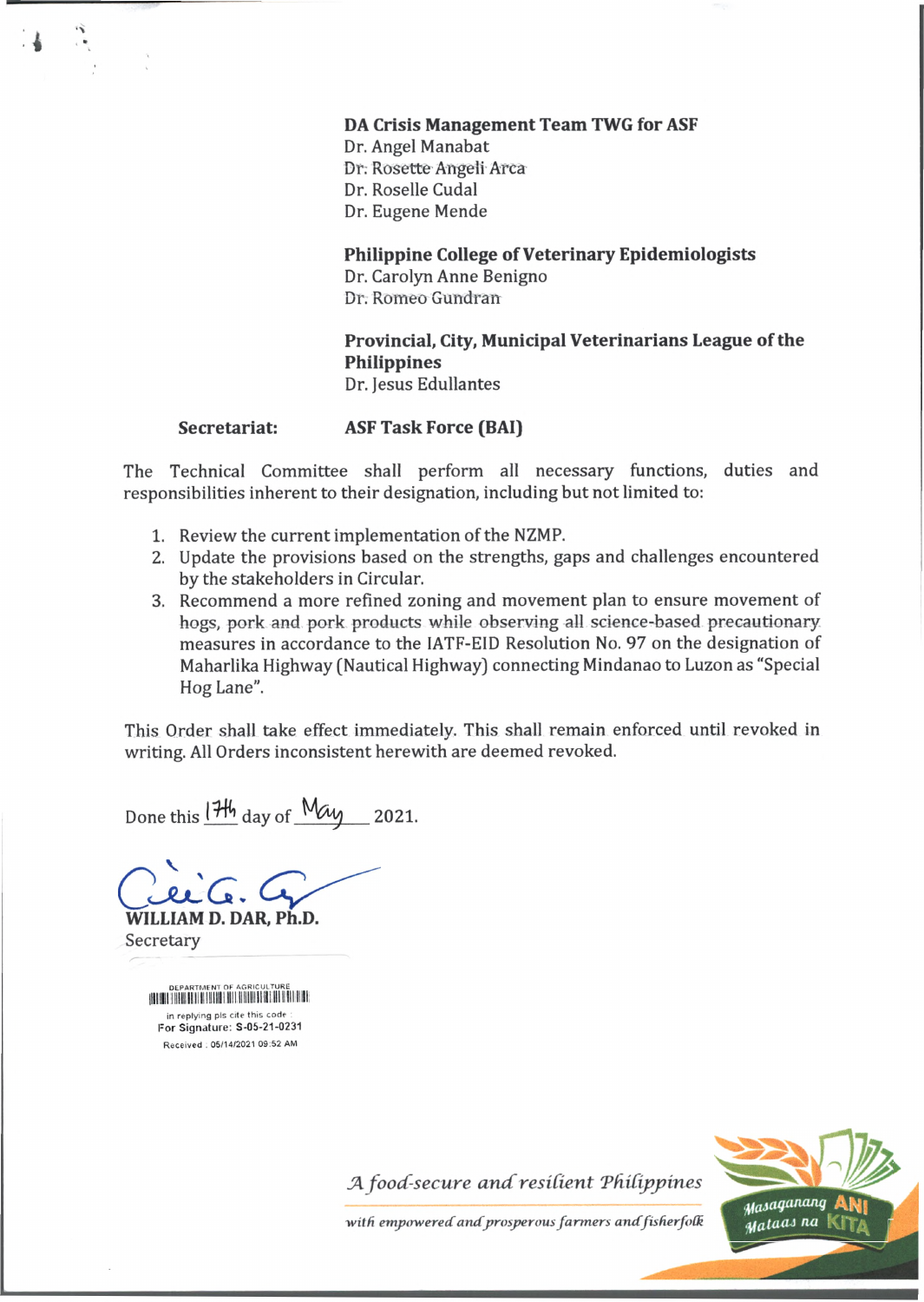**DA Crisis Management Team TWG for ASF**
Dr. Angel Manabat
Dr. Rosette Angeli Arca
Dr. Roselle Cudal
Dr. Eugene Mende

**Philippine College of Veterinary Epidemiologists**
Dr. Carolyn Anne Benigno
Dr. Romeo Gundran

**Provincial, City, Municipal Veterinarians League of the Philippines**
Dr. Jesus Edullantes

**Secretariat:** **ASF Task Force (BAI)**

The Technical Committee shall perform all necessary functions, duties and responsibilities inherent to their designation, including but not limited to:

1. Review the current implementation of the NZMP.
2. Update the provisions based on the strengths, gaps and challenges encountered by the stakeholders in Circular.
3. Recommend a more refined zoning and movement plan to ensure movement of hogs, pork and pork products while observing all science-based precautionary measures in accordance to the IATF-EID Resolution No. 97 on the designation of Maharlika Highway (Nautical Highway) connecting Mindanao to Luzon as "Special Hog Lane".

This Order shall take effect immediately. This shall remain enforced until revoked in writing. All Orders inconsistent herewith are deemed revoked.

Done this 17th day of May 2021.

**WILLIAM D. DAR, Ph.D.**
Secretary

DEPARTMENT OF AGRICULTURE
in replying pls cite this code :
For Signature: S-05-21-0231
Received : 05/14/2021 09:52 AM

*A food-secure and resilient Philippines*
*with empowered and prosperous farmers and fisherfolk*

Masaganang ANI Mataas na KITA